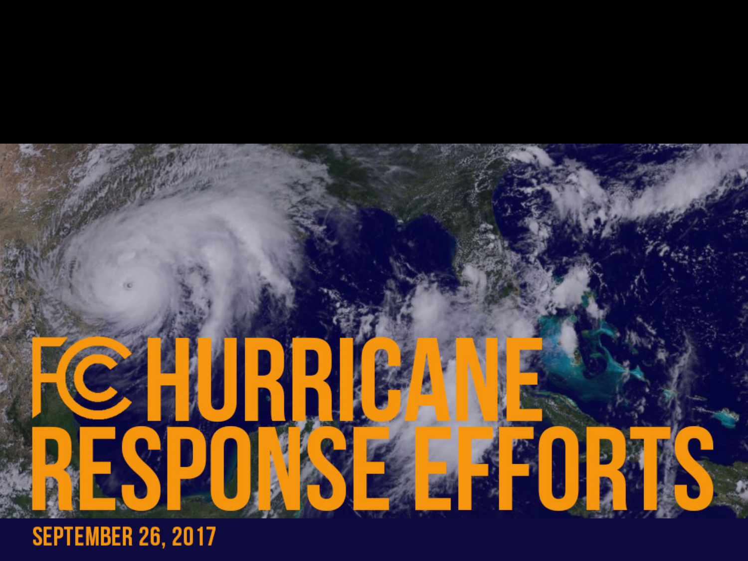# FCC HURRICANE RESPONSE EFFORTS

SEPTEMBER 26, 2017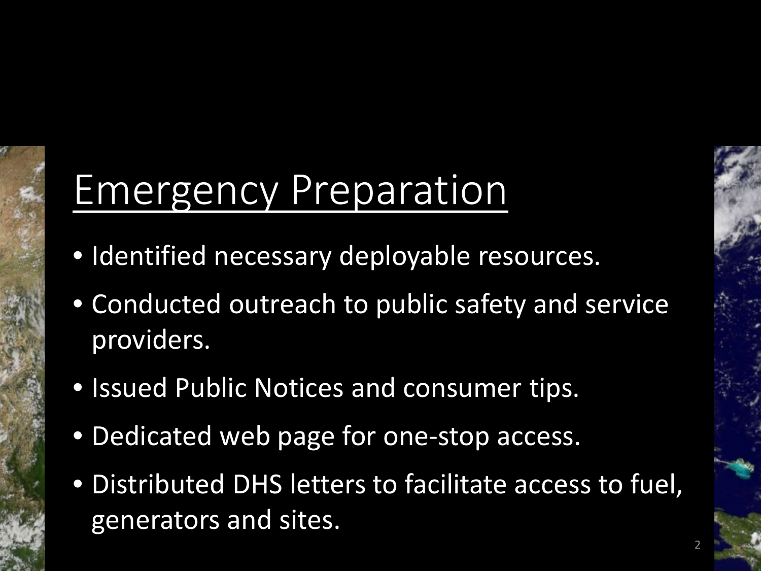# Emergency Preparation

- Identified necessary deployable resources.
- Conducted outreach to public safety and service providers.
- Issued Public Notices and consumer tips.
- Dedicated web page for one-stop access.
- Distributed DHS letters to facilitate access to fuel, generators and sites.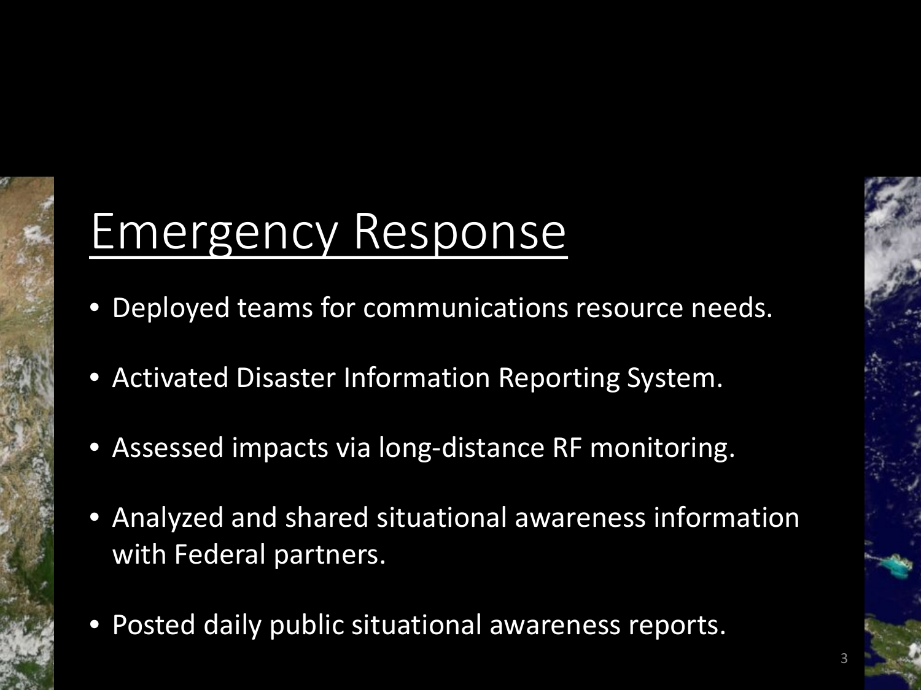# Emergency Response

- Deployed teams for communications resource needs.
- Activated Disaster Information Reporting System.
- Assessed impacts via long-distance RF monitoring.
- Analyzed and shared situational awareness information with Federal partners.
- Posted daily public situational awareness reports.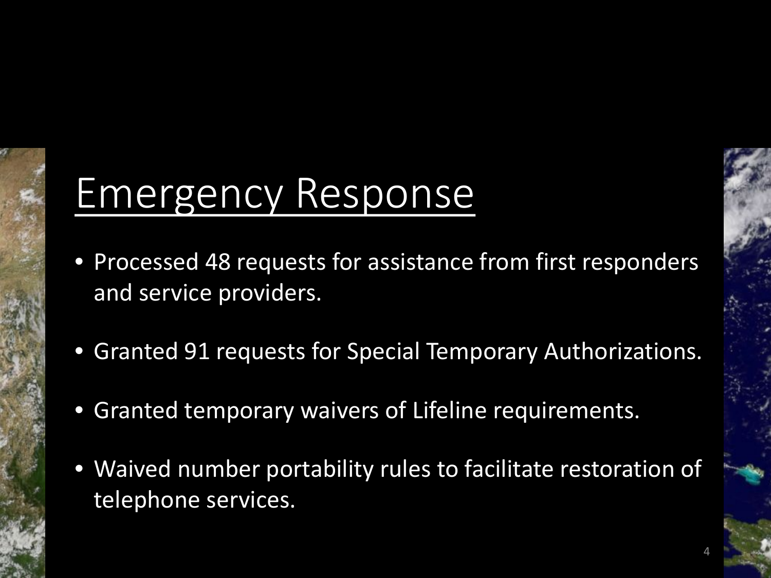# Emergency Response

- Processed 48 requests for assistance from first responders and service providers.
- Granted 91 requests for Special Temporary Authorizations.
- Granted temporary waivers of Lifeline requirements.
- Waived number portability rules to facilitate restoration of telephone services.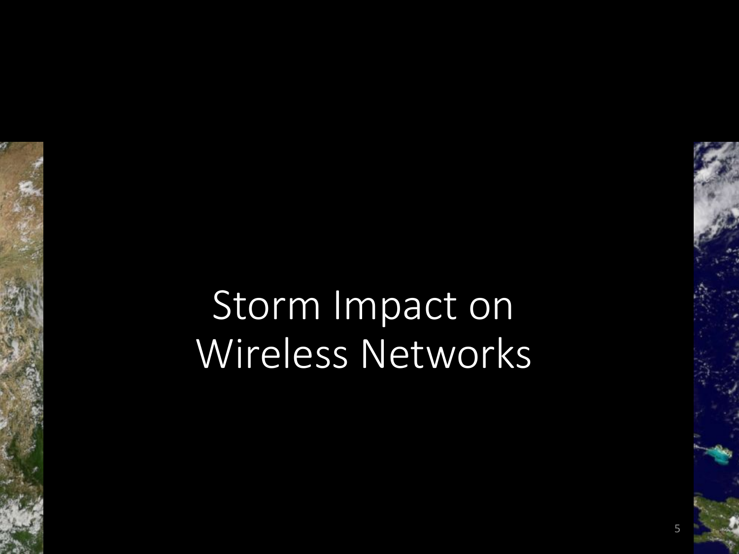# Storm Impact on Wireless Networks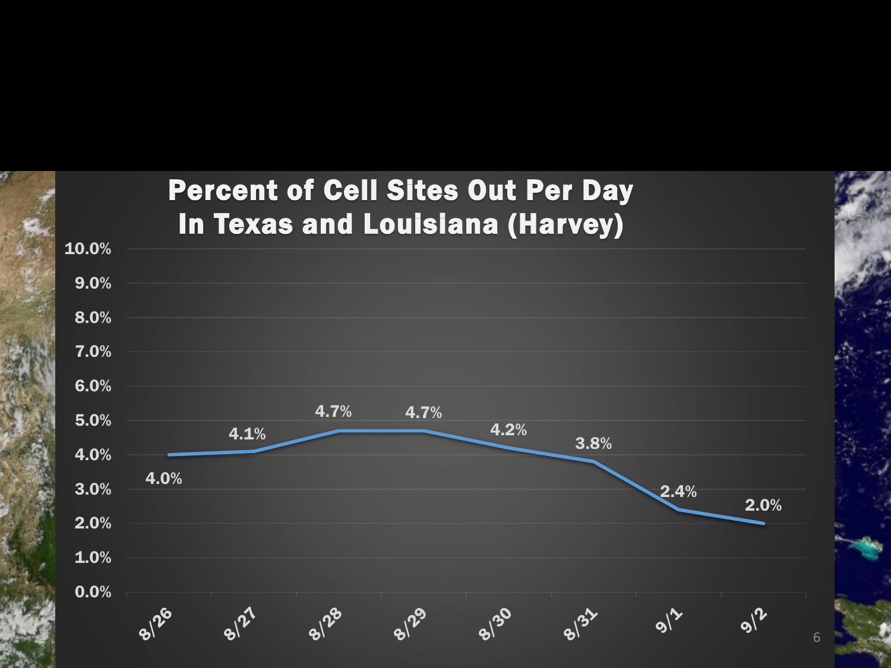## Percent of Cell Sites Out Per Day In Texas and Louisiana (Harvey)

| Date | Percent of Cell Sites Out |
|---|---|
| 8/26 | 4.0% |
| 8/27 | 4.1% |
| 8/28 | 4.7% |
| 8/29 | 4.7% |
| 8/30 | 4.2% |
| 8/31 | 3.8% |
| 9/1 | 2.4% |
| 9/2 | 2.0% |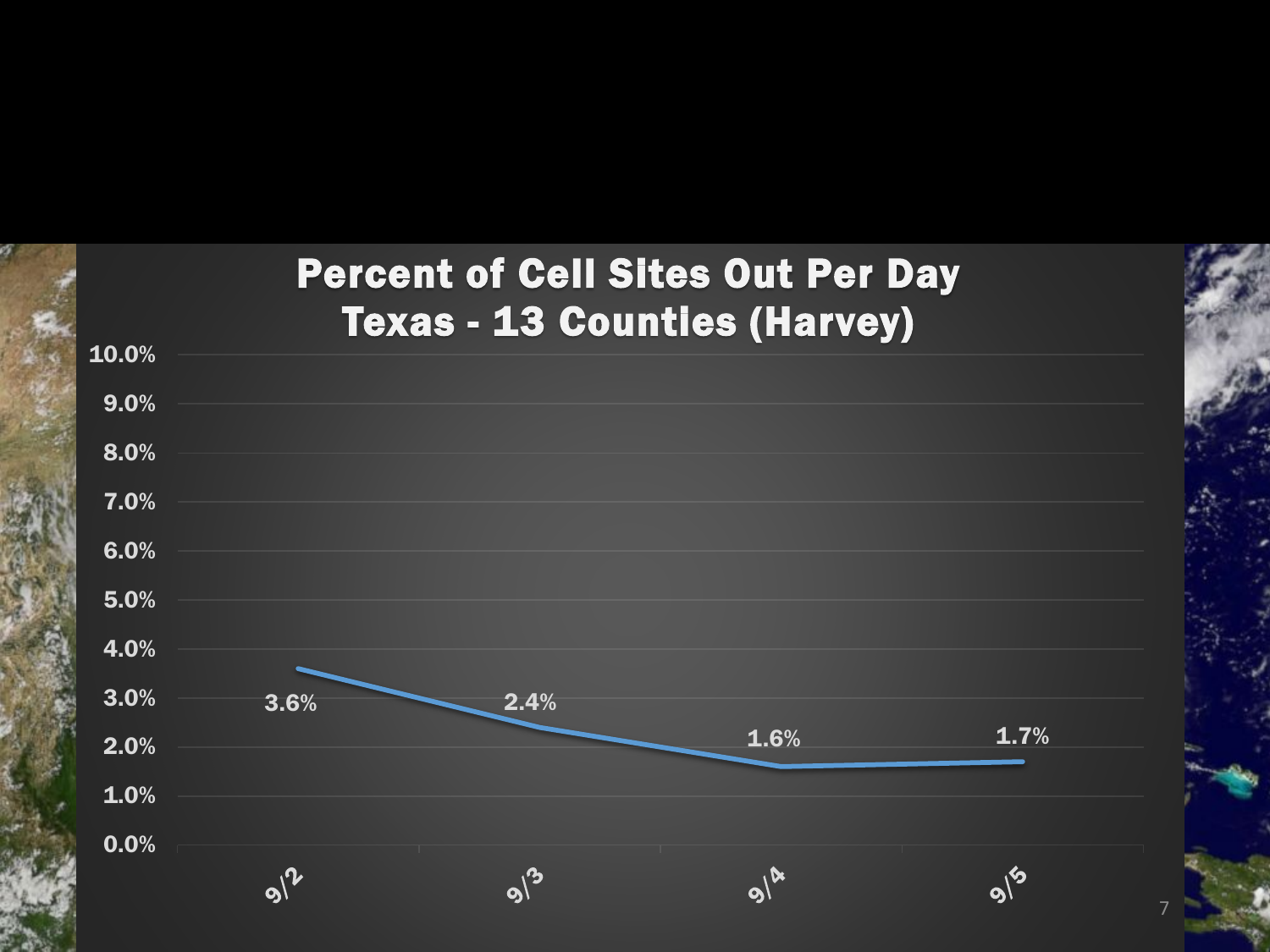## Percent of Cell Sites Out Per Day
## Texas - 13 Counties (Harvey)

| Date | Percent of Cell Sites Out |
| --- | --- |
| 9/2 | 3.6% |
| 9/3 | 2.4% |
| 9/4 | 1.6% |
| 9/5 | 1.7% |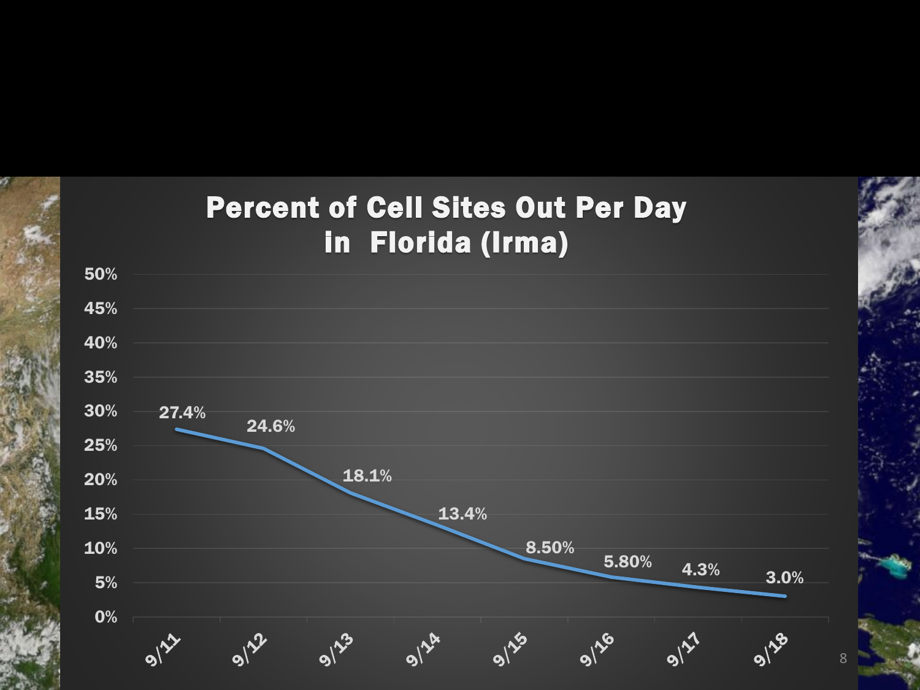# Percent of Cell Sites Out Per Day in Florida (Irma)

| Date | Percent of Cell Sites Out |
| --- | --- |
| 9/11 | 27.4% |
| 9/12 | 24.6% |
| 9/13 | 18.1% |
| 9/14 | 13.4% |
| 9/15 | 8.50% |
| 9/16 | 5.80% |
| 9/17 | 4.3% |
| 9/18 | 3.0% |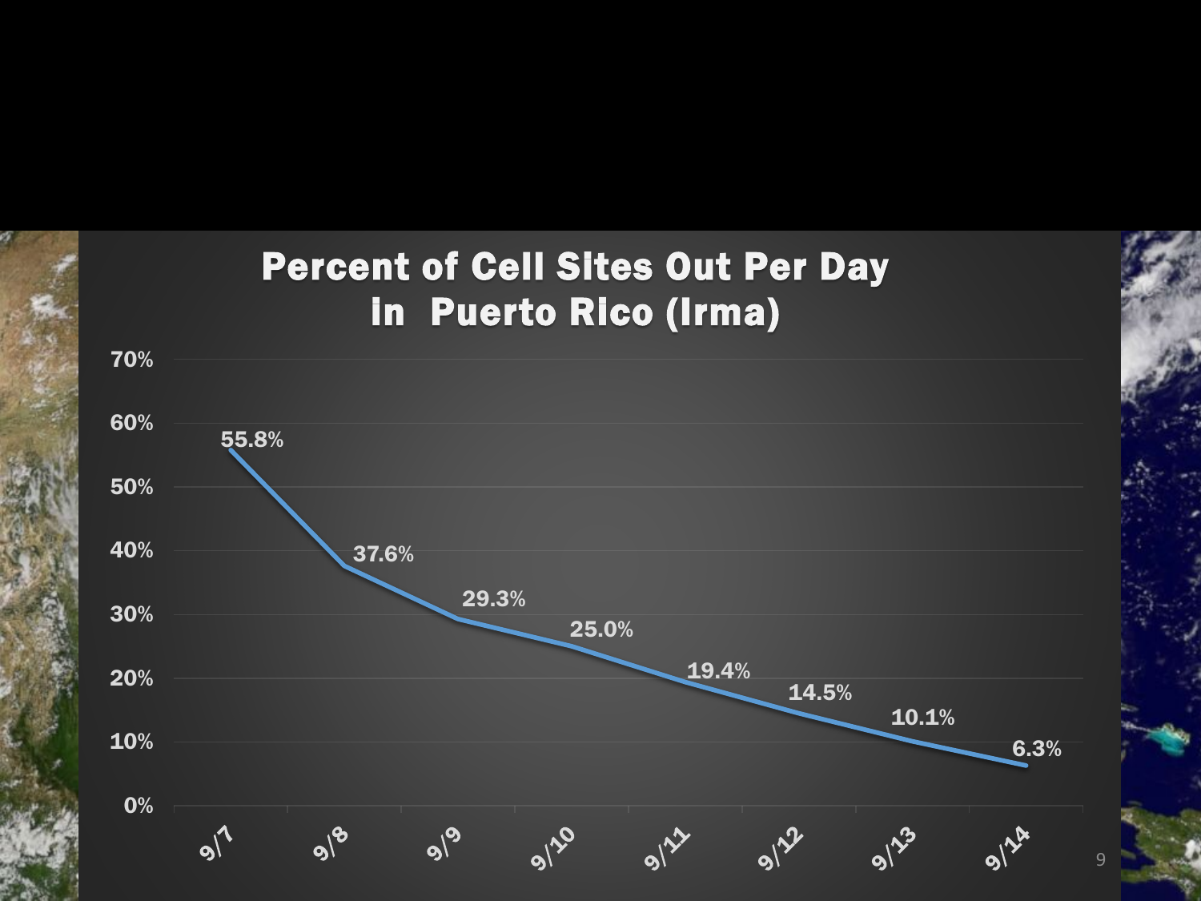## Percent of Cell Sites Out Per Day in Puerto Rico (Irma)

| Date | Percent of Cell Sites Out |
| --- | --- |
| 9/7 | 55.8% |
| 9/8 | 37.6% |
| 9/9 | 29.3% |
| 9/10 | 25.0% |
| 9/11 | 19.4% |
| 9/12 | 14.5% |
| 9/13 | 10.1% |
| 9/14 | 6.3% |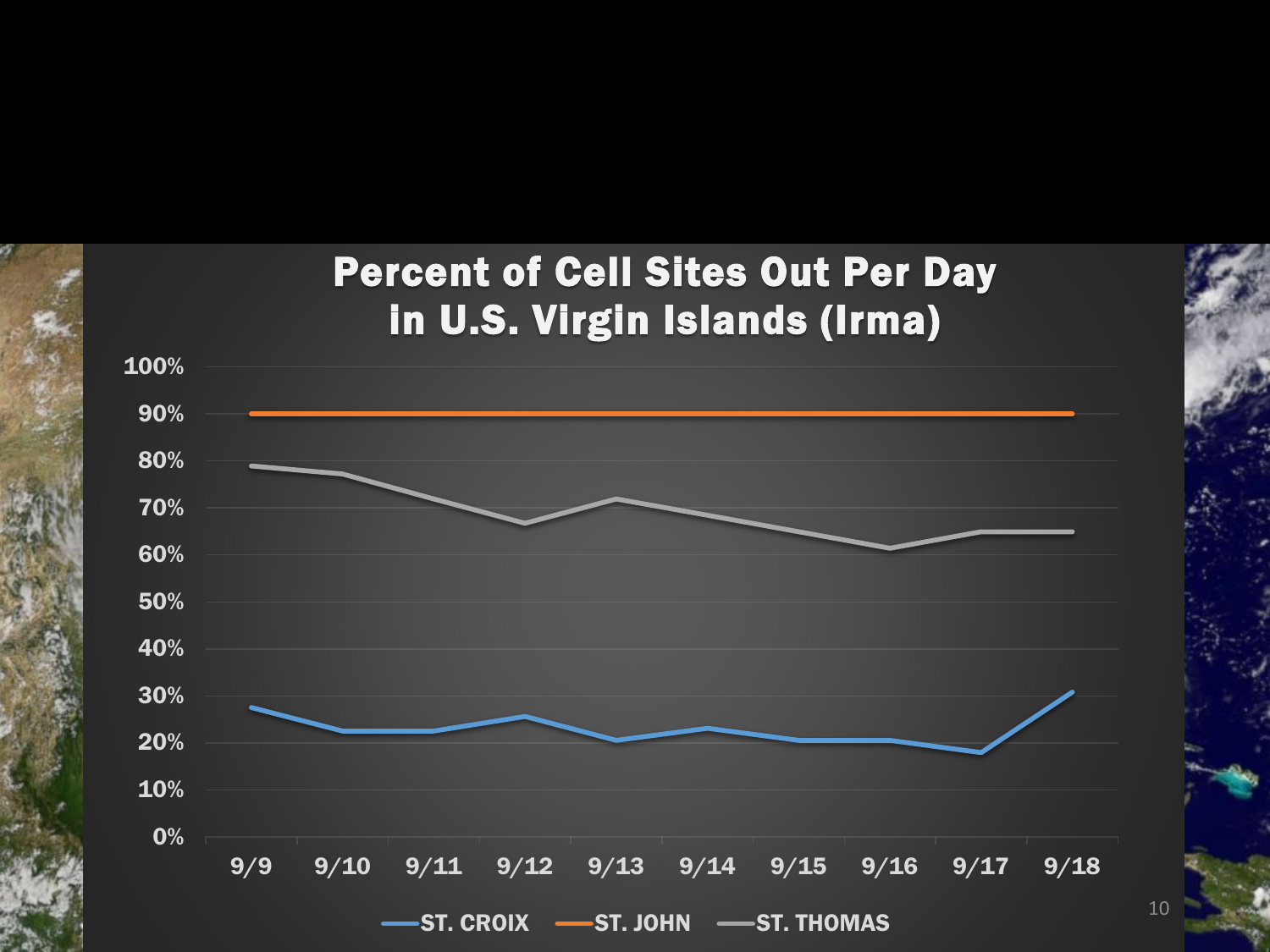## Percent of Cell Sites Out Per Day in U.S. Virgin Islands (Irma)

100%
90%
80%
70%
60%
50%
40%
30%
20%
10%
0%

9/9 9/10 9/11 9/12 9/13 9/14 9/15 9/16 9/17 9/18

ST. CROIX ST. JOHN ST. THOMAS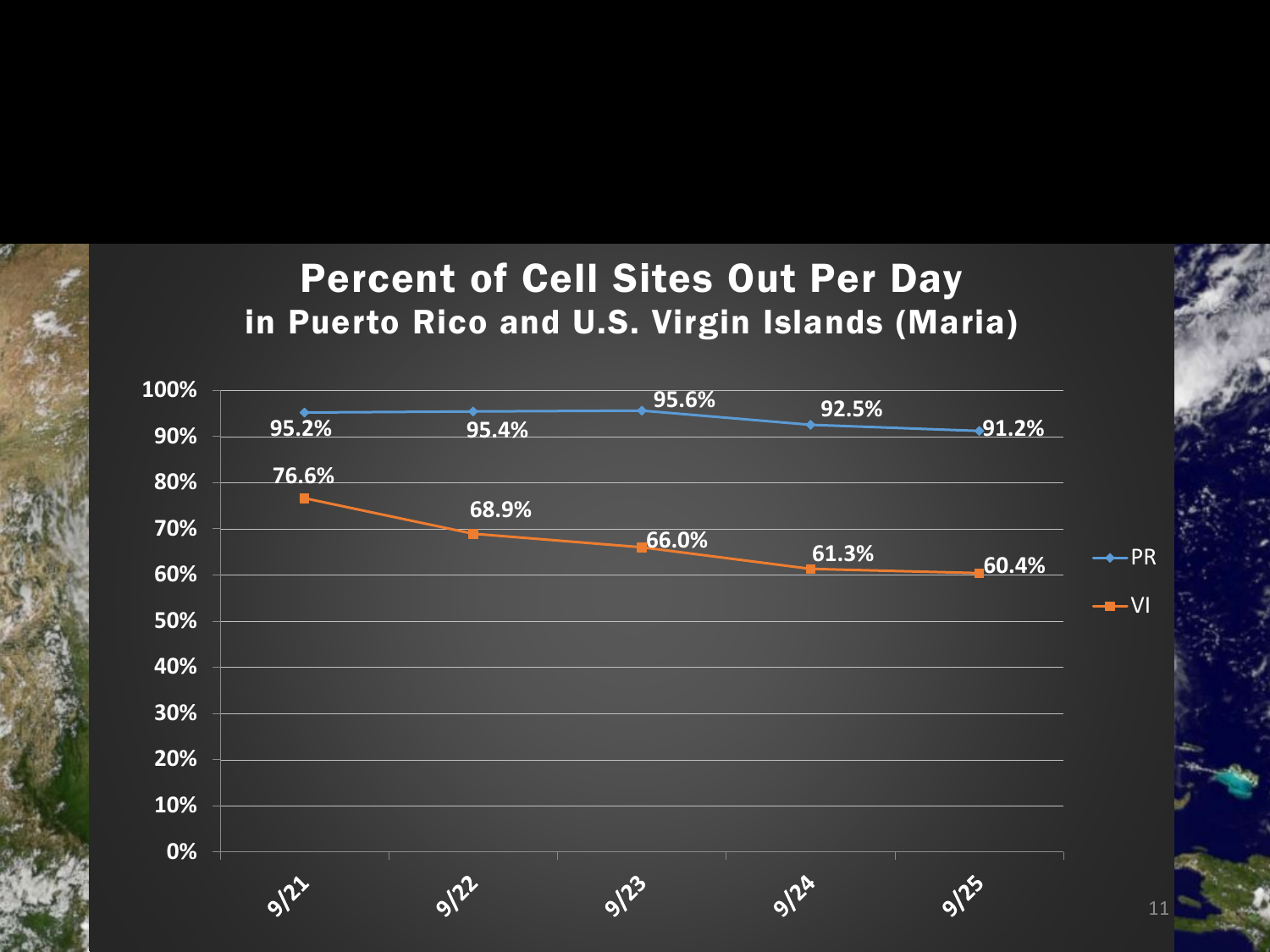# Percent of Cell Sites Out Per Day

## in Puerto Rico and U.S. Virgin Islands (Maria)

| Date | PR | VI |
|---|---|---|
| 9/21 | 95.2% | 76.6% |
| 9/22 | 95.4% | 68.9% |
| 9/23 | 95.6% | 66.0% |
| 9/24 | 92.5% | 61.3% |
| 9/25 | 91.2% | 60.4% |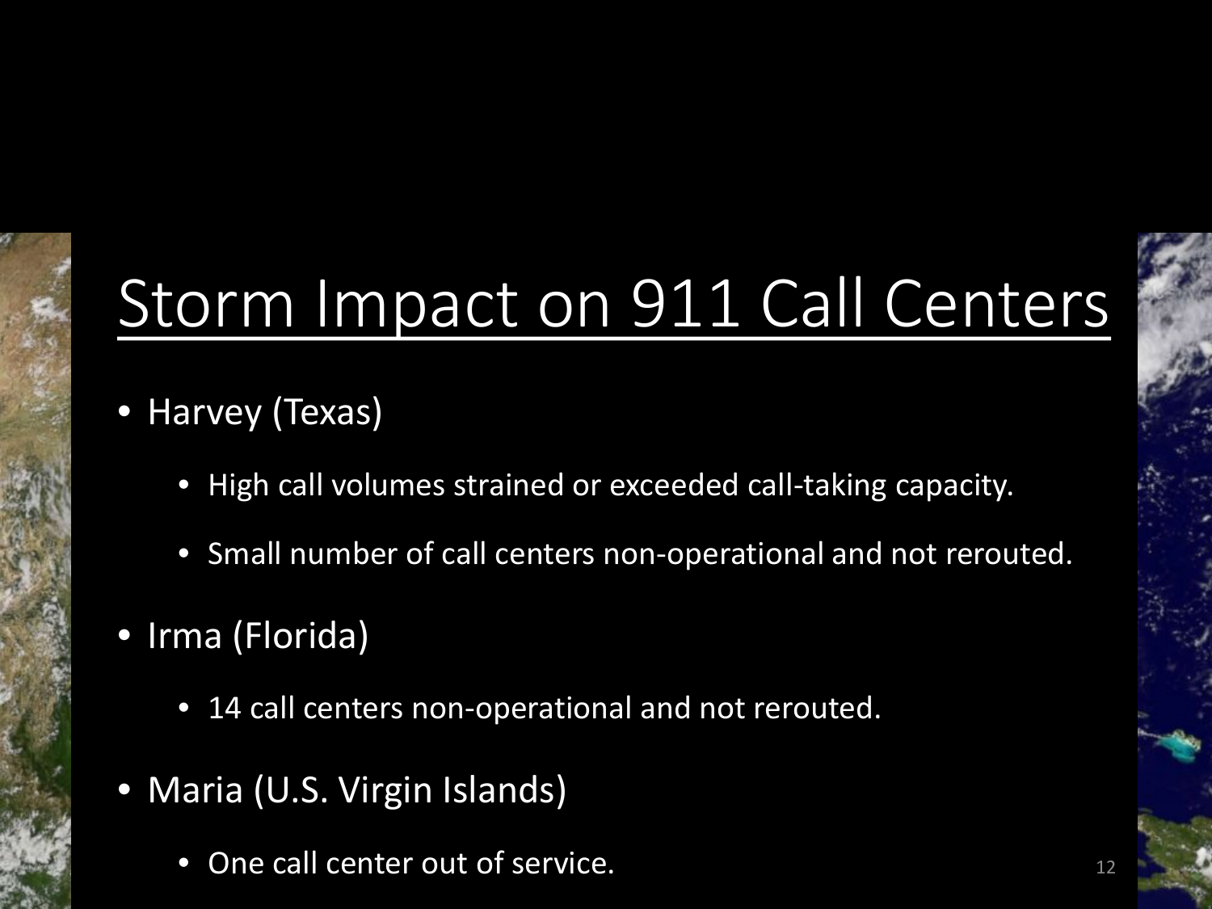# Storm Impact on 911 Call Centers

- Harvey (Texas)
  - High call volumes strained or exceeded call-taking capacity.
  - Small number of call centers non-operational and not rerouted.
- Irma (Florida)
  - 14 call centers non-operational and not rerouted.
- Maria (U.S. Virgin Islands)
  - One call center out of service.